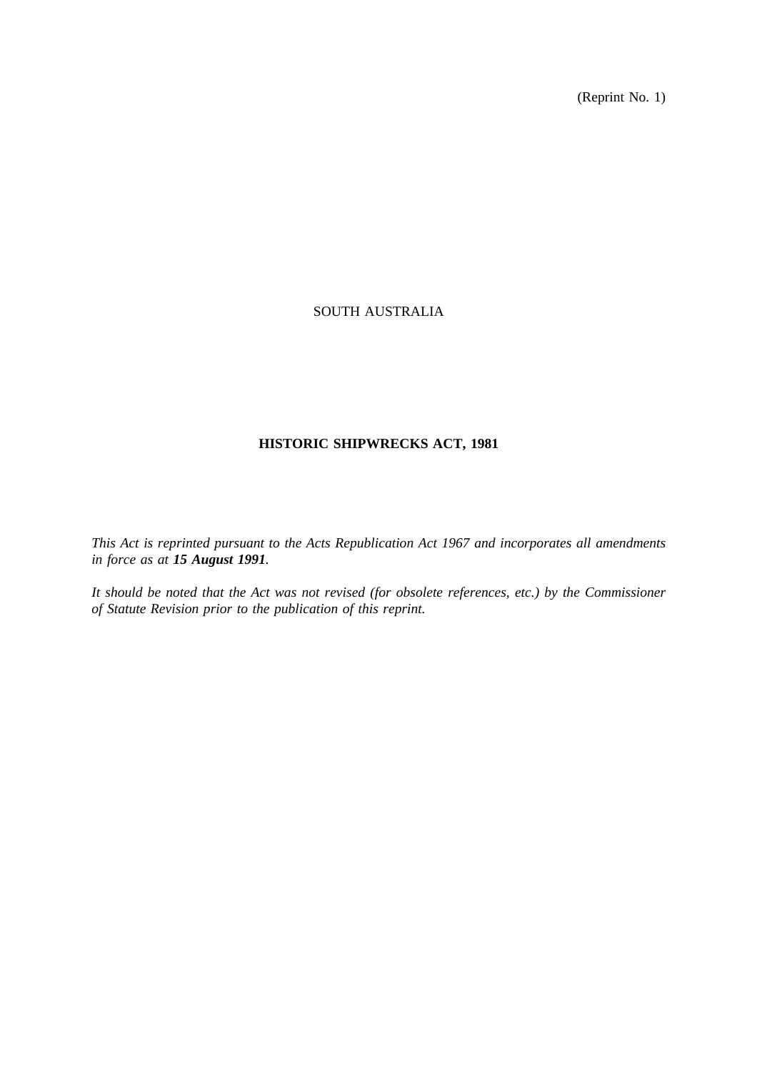(Reprint No. 1)

SOUTH AUSTRALIA

# HISTORIC SHIPWRECKS ACT, 1981

*This Act is reprinted pursuant to the Acts Republication Act 1967 and incorporates all amendments in force as at **15 August 1991**.*

*It should be noted that the Act was not revised (for obsolete references, etc.) by the Commissioner of Statute Revision prior to the publication of this reprint.*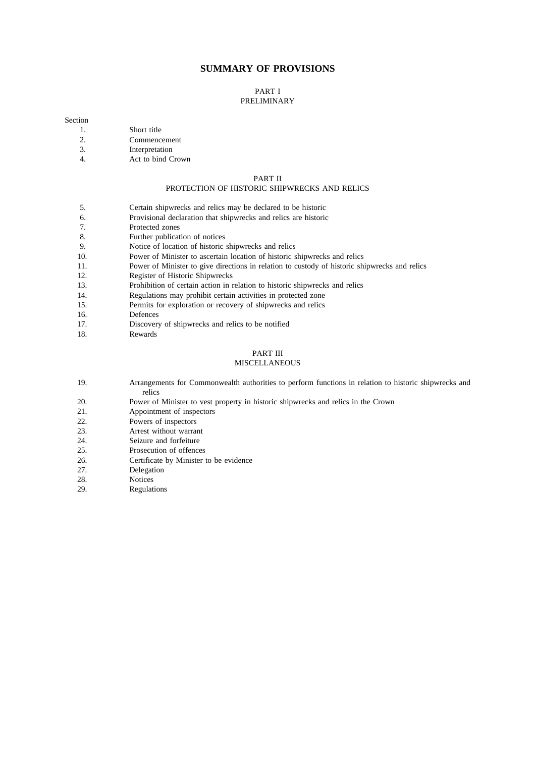## SUMMARY OF PROVISIONS

### PART I
### PRELIMINARY

Section

1. Short title
2. Commencement
3. Interpretation
4. Act to bind Crown

### PART II
### PROTECTION OF HISTORIC SHIPWRECKS AND RELICS

5. Certain shipwrecks and relics may be declared to be historic
6. Provisional declaration that shipwrecks and relics are historic
7. Protected zones
8. Further publication of notices
9. Notice of location of historic shipwrecks and relics
10. Power of Minister to ascertain location of historic shipwrecks and relics
11. Power of Minister to give directions in relation to custody of historic shipwrecks and relics
12. Register of Historic Shipwrecks
13. Prohibition of certain action in relation to historic shipwrecks and relics
14. Regulations may prohibit certain activities in protected zone
15. Permits for exploration or recovery of shipwrecks and relics
16. Defences
17. Discovery of shipwrecks and relics to be notified
18. Rewards

### PART III
### MISCELLANEOUS

19. Arrangements for Commonwealth authorities to perform functions in relation to historic shipwrecks and relics
20. Power of Minister to vest property in historic shipwrecks and relics in the Crown
21. Appointment of inspectors
22. Powers of inspectors
23. Arrest without warrant
24. Seizure and forfeiture
25. Prosecution of offences
26. Certificate by Minister to be evidence
27. Delegation
28. Notices
29. Regulations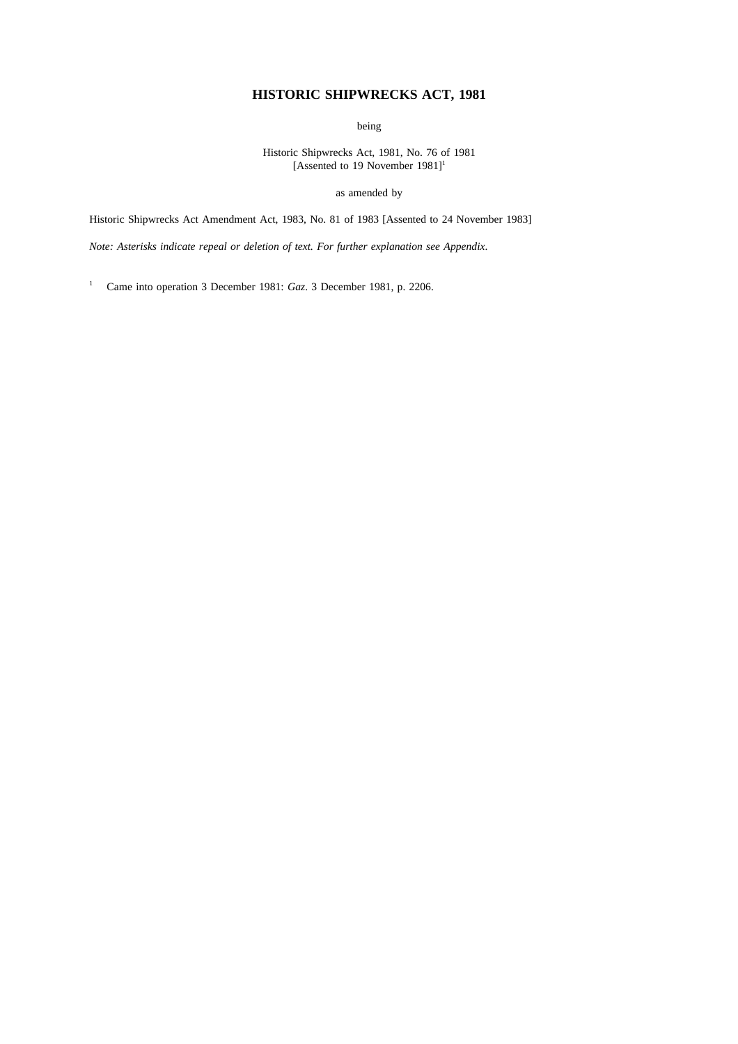# HISTORIC SHIPWRECKS ACT, 1981

being

Historic Shipwrecks Act, 1981, No. 76 of 1981
[Assented to 19 November 1981][1]

as amended by

Historic Shipwrecks Act Amendment Act, 1983, No. 81 of 1983 [Assented to 24 November 1983]

*Note: Asterisks indicate repeal or deletion of text. For further explanation see Appendix.*

[1] Came into operation 3 December 1981: *Gaz*. 3 December 1981, p. 2206.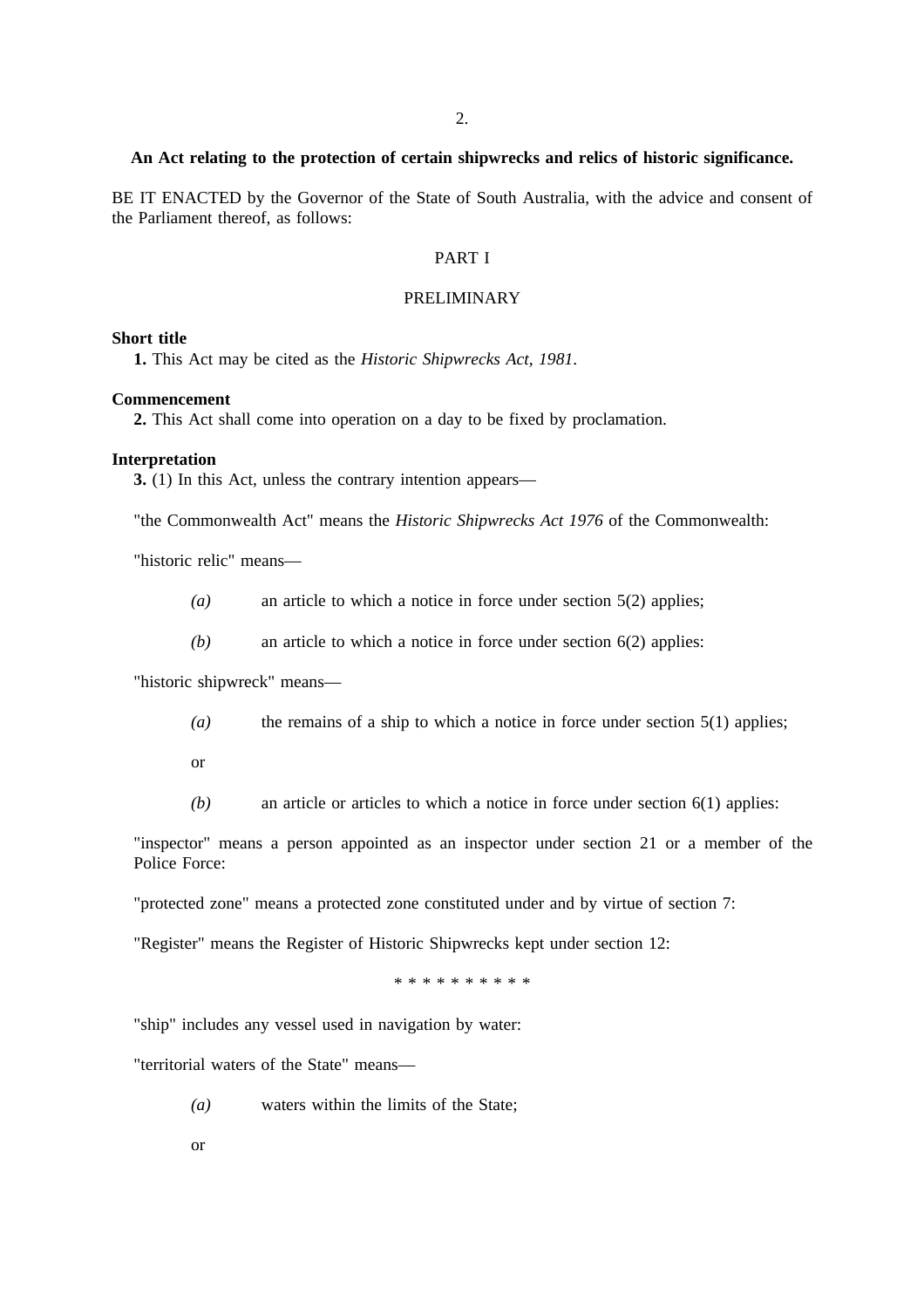**An Act relating to the protection of certain shipwrecks and relics of historic significance.**

BE IT ENACTED by the Governor of the State of South Australia, with the advice and consent of the Parliament thereof, as follows:

PART I

PRELIMINARY

**Short title**

**1.** This Act may be cited as the *Historic Shipwrecks Act, 1981*.

**Commencement**

**2.** This Act shall come into operation on a day to be fixed by proclamation.

**Interpretation**

**3.** (1) In this Act, unless the contrary intention appears—

"the Commonwealth Act" means the *Historic Shipwrecks Act 1976* of the Commonwealth:

"historic relic" means—

*(a)* an article to which a notice in force under section 5(2) applies;

*(b)* an article to which a notice in force under section 6(2) applies:

"historic shipwreck" means—

*(a)* the remains of a ship to which a notice in force under section 5(1) applies;

or

*(b)* an article or articles to which a notice in force under section 6(1) applies:

"inspector" means a person appointed as an inspector under section 21 or a member of the Police Force:

"protected zone" means a protected zone constituted under and by virtue of section 7:

"Register" means the Register of Historic Shipwrecks kept under section 12:

* * * * * * * * * *

"ship" includes any vessel used in navigation by water:

"territorial waters of the State" means—

*(a)* waters within the limits of the State;

or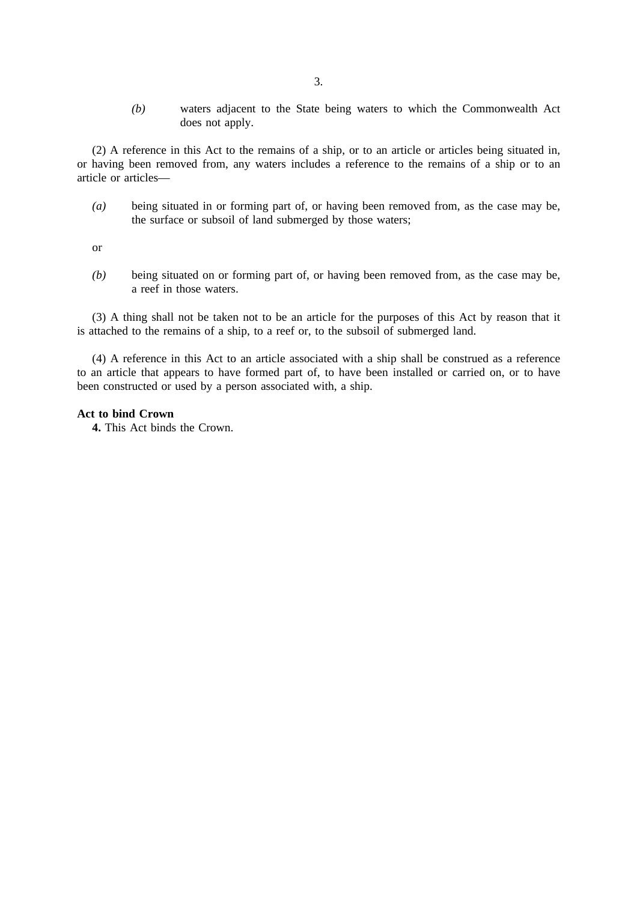*(b)* waters adjacent to the State being waters to which the Commonwealth Act does not apply.

(2) A reference in this Act to the remains of a ship, or to an article or articles being situated in, or having been removed from, any waters includes a reference to the remains of a ship or to an article or articles—

*(a)* being situated in or forming part of, or having been removed from, as the case may be, the surface or subsoil of land submerged by those waters;

or

*(b)* being situated on or forming part of, or having been removed from, as the case may be, a reef in those waters.

(3) A thing shall not be taken not to be an article for the purposes of this Act by reason that it is attached to the remains of a ship, to a reef or, to the subsoil of submerged land.

(4) A reference in this Act to an article associated with a ship shall be construed as a reference to an article that appears to have formed part of, to have been installed or carried on, or to have been constructed or used by a person associated with, a ship.

**Act to bind Crown**

**4.** This Act binds the Crown.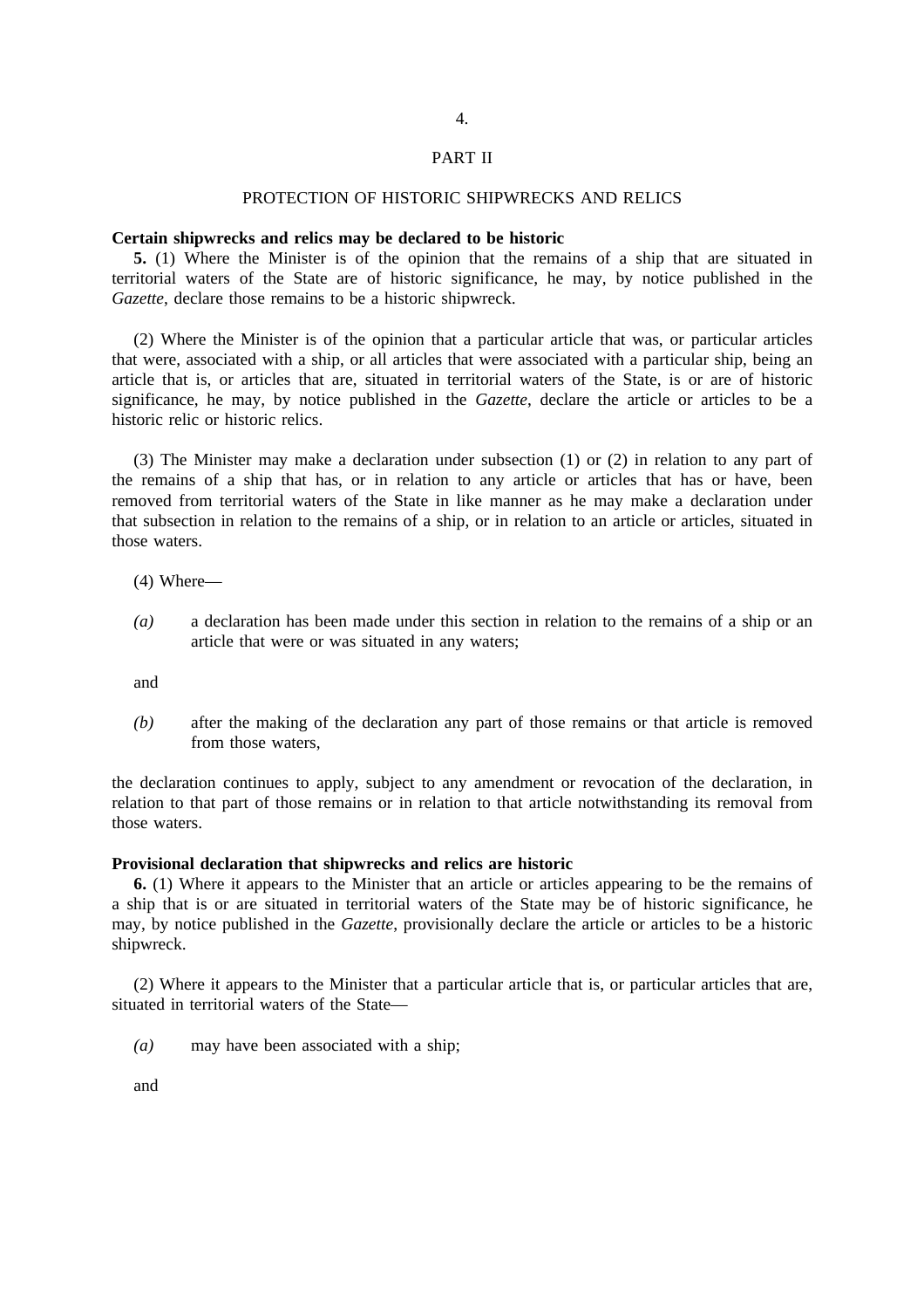## PART II

### PROTECTION OF HISTORIC SHIPWRECKS AND RELICS

**Certain shipwrecks and relics may be declared to be historic**

**5.** (1) Where the Minister is of the opinion that the remains of a ship that are situated in territorial waters of the State are of historic significance, he may, by notice published in the *Gazette*, declare those remains to be a historic shipwreck.

(2) Where the Minister is of the opinion that a particular article that was, or particular articles that were, associated with a ship, or all articles that were associated with a particular ship, being an article that is, or articles that are, situated in territorial waters of the State, is or are of historic significance, he may, by notice published in the *Gazette*, declare the article or articles to be a historic relic or historic relics.

(3) The Minister may make a declaration under subsection (1) or (2) in relation to any part of the remains of a ship that has, or in relation to any article or articles that has or have, been removed from territorial waters of the State in like manner as he may make a declaration under that subsection in relation to the remains of a ship, or in relation to an article or articles, situated in those waters.

(4) Where—

*(a)* a declaration has been made under this section in relation to the remains of a ship or an article that were or was situated in any waters;

and

*(b)* after the making of the declaration any part of those remains or that article is removed from those waters,

the declaration continues to apply, subject to any amendment or revocation of the declaration, in relation to that part of those remains or in relation to that article notwithstanding its removal from those waters.

**Provisional declaration that shipwrecks and relics are historic**

**6.** (1) Where it appears to the Minister that an article or articles appearing to be the remains of a ship that is or are situated in territorial waters of the State may be of historic significance, he may, by notice published in the *Gazette*, provisionally declare the article or articles to be a historic shipwreck.

(2) Where it appears to the Minister that a particular article that is, or particular articles that are, situated in territorial waters of the State—

*(a)* may have been associated with a ship;

and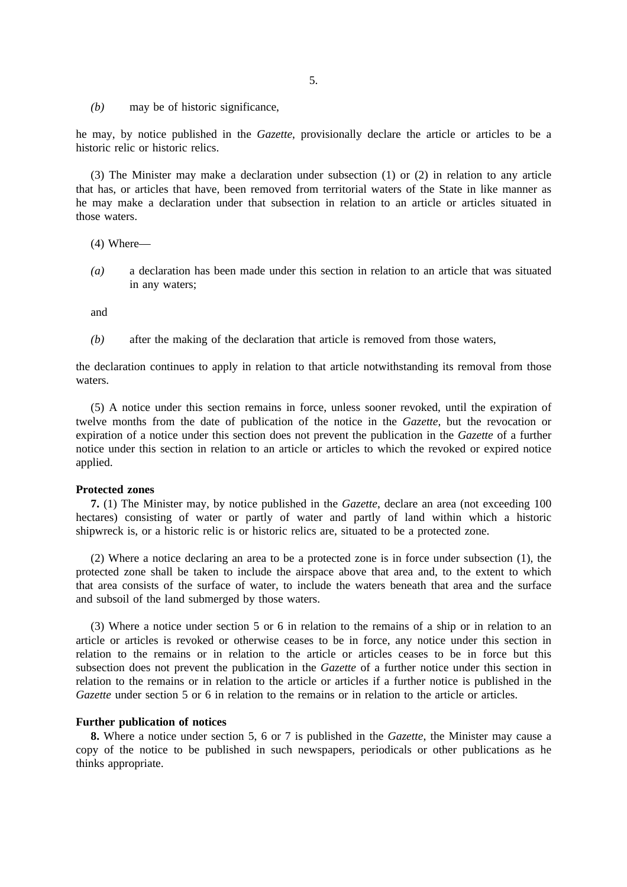*(b)* may be of historic significance,

he may, by notice published in the *Gazette*, provisionally declare the article or articles to be a historic relic or historic relics.

(3) The Minister may make a declaration under subsection (1) or (2) in relation to any article that has, or articles that have, been removed from territorial waters of the State in like manner as he may make a declaration under that subsection in relation to an article or articles situated in those waters.

(4) Where—

*(a)* a declaration has been made under this section in relation to an article that was situated in any waters;

and

*(b)* after the making of the declaration that article is removed from those waters,

the declaration continues to apply in relation to that article notwithstanding its removal from those waters.

(5) A notice under this section remains in force, unless sooner revoked, until the expiration of twelve months from the date of publication of the notice in the *Gazette*, but the revocation or expiration of a notice under this section does not prevent the publication in the *Gazette* of a further notice under this section in relation to an article or articles to which the revoked or expired notice applied.

**Protected zones**

**7.** (1) The Minister may, by notice published in the *Gazette*, declare an area (not exceeding 100 hectares) consisting of water or partly of water and partly of land within which a historic shipwreck is, or a historic relic is or historic relics are, situated to be a protected zone.

(2) Where a notice declaring an area to be a protected zone is in force under subsection (1), the protected zone shall be taken to include the airspace above that area and, to the extent to which that area consists of the surface of water, to include the waters beneath that area and the surface and subsoil of the land submerged by those waters.

(3) Where a notice under section 5 or 6 in relation to the remains of a ship or in relation to an article or articles is revoked or otherwise ceases to be in force, any notice under this section in relation to the remains or in relation to the article or articles ceases to be in force but this subsection does not prevent the publication in the *Gazette* of a further notice under this section in relation to the remains or in relation to the article or articles if a further notice is published in the *Gazette* under section 5 or 6 in relation to the remains or in relation to the article or articles.

**Further publication of notices**

**8.** Where a notice under section 5, 6 or 7 is published in the *Gazette*, the Minister may cause a copy of the notice to be published in such newspapers, periodicals or other publications as he thinks appropriate.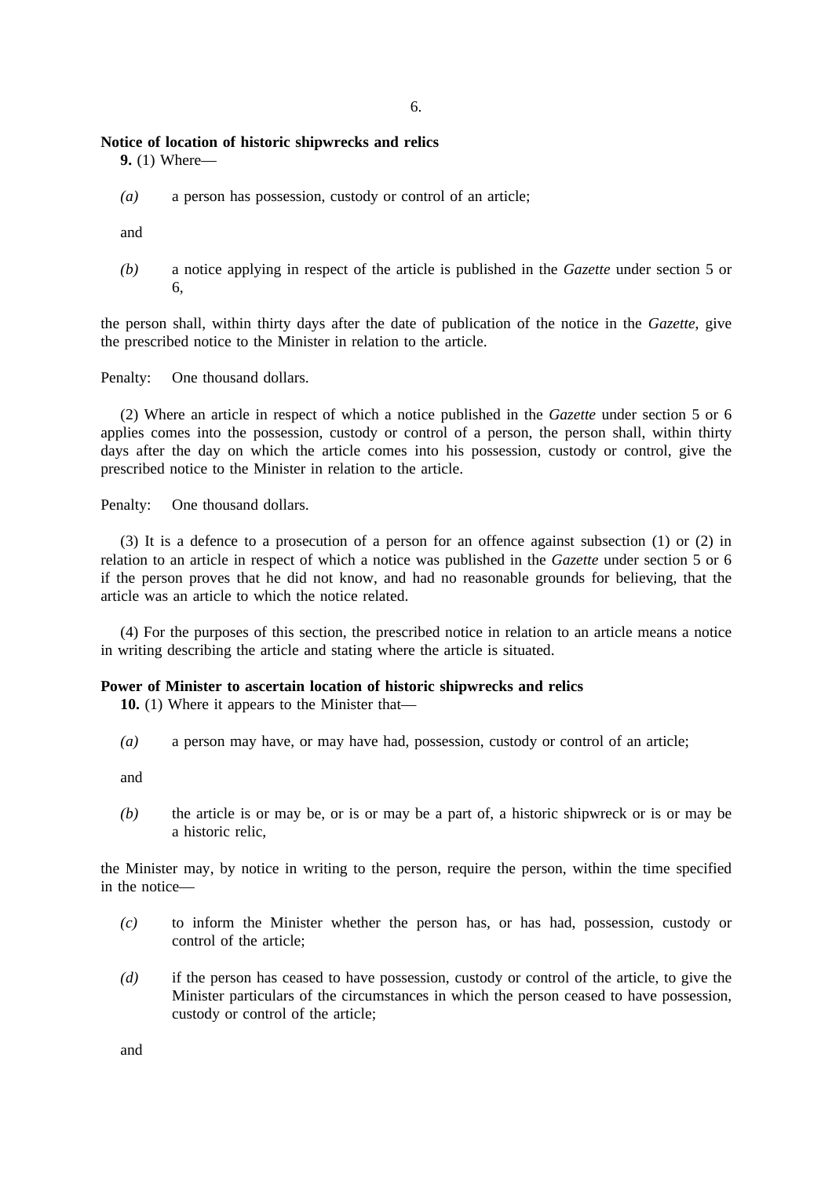**Notice of location of historic shipwrecks and relics**

**9.** (1) Where—

*(a)* a person has possession, custody or control of an article;

and

*(b)* a notice applying in respect of the article is published in the *Gazette* under section 5 or 6,

the person shall, within thirty days after the date of publication of the notice in the *Gazette*, give the prescribed notice to the Minister in relation to the article.

Penalty: One thousand dollars.

(2) Where an article in respect of which a notice published in the *Gazette* under section 5 or 6 applies comes into the possession, custody or control of a person, the person shall, within thirty days after the day on which the article comes into his possession, custody or control, give the prescribed notice to the Minister in relation to the article.

Penalty: One thousand dollars.

(3) It is a defence to a prosecution of a person for an offence against subsection (1) or (2) in relation to an article in respect of which a notice was published in the *Gazette* under section 5 or 6 if the person proves that he did not know, and had no reasonable grounds for believing, that the article was an article to which the notice related.

(4) For the purposes of this section, the prescribed notice in relation to an article means a notice in writing describing the article and stating where the article is situated.

**Power of Minister to ascertain location of historic shipwrecks and relics**

**10.** (1) Where it appears to the Minister that—

*(a)* a person may have, or may have had, possession, custody or control of an article;

and

*(b)* the article is or may be, or is or may be a part of, a historic shipwreck or is or may be a historic relic,

the Minister may, by notice in writing to the person, require the person, within the time specified in the notice—

*(c)* to inform the Minister whether the person has, or has had, possession, custody or control of the article;

*(d)* if the person has ceased to have possession, custody or control of the article, to give the Minister particulars of the circumstances in which the person ceased to have possession, custody or control of the article;

and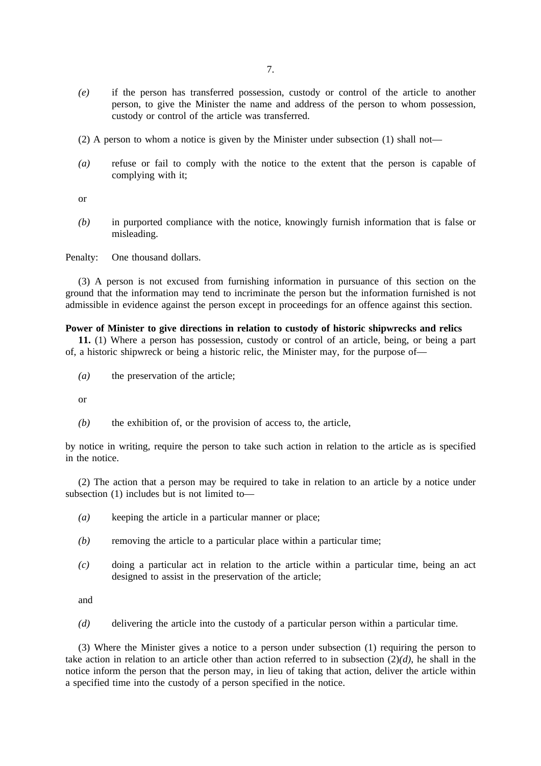*(e)* if the person has transferred possession, custody or control of the article to another person, to give the Minister the name and address of the person to whom possession, custody or control of the article was transferred.

(2) A person to whom a notice is given by the Minister under subsection (1) shall not—

*(a)* refuse or fail to comply with the notice to the extent that the person is capable of complying with it;

or

*(b)* in purported compliance with the notice, knowingly furnish information that is false or misleading.

Penalty: One thousand dollars.

(3) A person is not excused from furnishing information in pursuance of this section on the ground that the information may tend to incriminate the person but the information furnished is not admissible in evidence against the person except in proceedings for an offence against this section.

**Power of Minister to give directions in relation to custody of historic shipwrecks and relics**

**11.** (1) Where a person has possession, custody or control of an article, being, or being a part of, a historic shipwreck or being a historic relic, the Minister may, for the purpose of—

*(a)* the preservation of the article;

or

*(b)* the exhibition of, or the provision of access to, the article,

by notice in writing, require the person to take such action in relation to the article as is specified in the notice.

(2) The action that a person may be required to take in relation to an article by a notice under subsection (1) includes but is not limited to—

*(a)* keeping the article in a particular manner or place;

*(b)* removing the article to a particular place within a particular time;

*(c)* doing a particular act in relation to the article within a particular time, being an act designed to assist in the preservation of the article;

and

*(d)* delivering the article into the custody of a particular person within a particular time.

(3) Where the Minister gives a notice to a person under subsection (1) requiring the person to take action in relation to an article other than action referred to in subsection (2)*(d)*, he shall in the notice inform the person that the person may, in lieu of taking that action, deliver the article within a specified time into the custody of a person specified in the notice.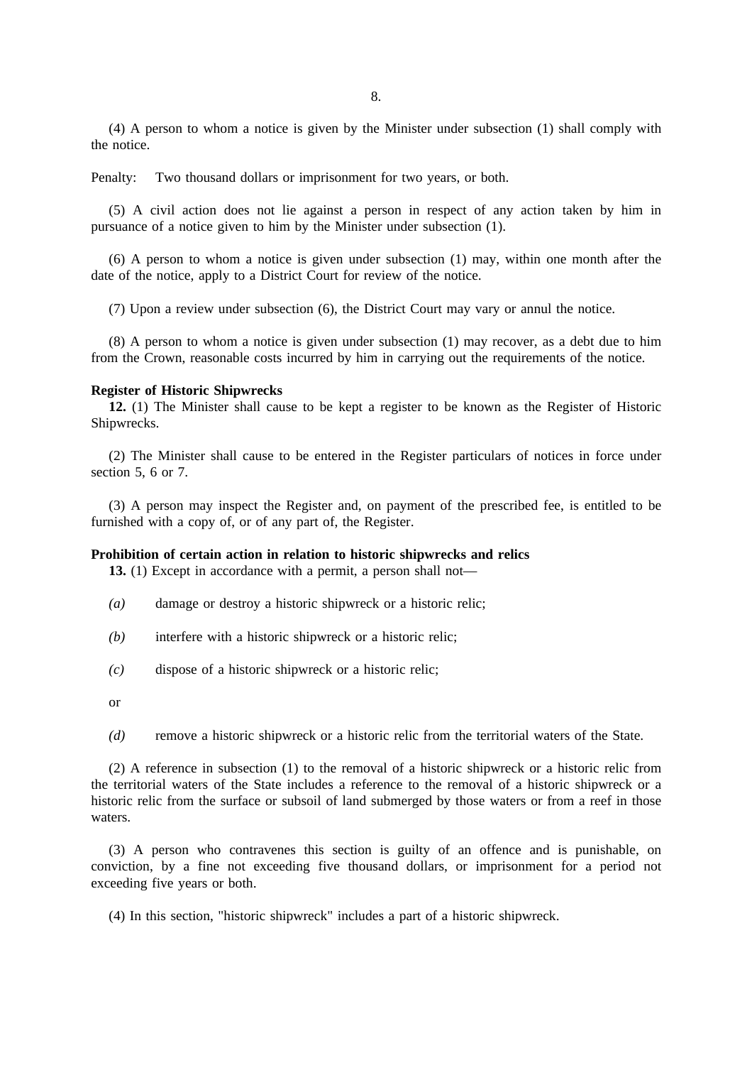(4) A person to whom a notice is given by the Minister under subsection (1) shall comply with the notice.

Penalty: Two thousand dollars or imprisonment for two years, or both.

(5) A civil action does not lie against a person in respect of any action taken by him in pursuance of a notice given to him by the Minister under subsection (1).

(6) A person to whom a notice is given under subsection (1) may, within one month after the date of the notice, apply to a District Court for review of the notice.

(7) Upon a review under subsection (6), the District Court may vary or annul the notice.

(8) A person to whom a notice is given under subsection (1) may recover, as a debt due to him from the Crown, reasonable costs incurred by him in carrying out the requirements of the notice.

**Register of Historic Shipwrecks**

**12.** (1) The Minister shall cause to be kept a register to be known as the Register of Historic Shipwrecks.

(2) The Minister shall cause to be entered in the Register particulars of notices in force under section 5, 6 or 7.

(3) A person may inspect the Register and, on payment of the prescribed fee, is entitled to be furnished with a copy of, or of any part of, the Register.

**Prohibition of certain action in relation to historic shipwrecks and relics**

**13.** (1) Except in accordance with a permit, a person shall not—

*(a)* damage or destroy a historic shipwreck or a historic relic;

*(b)* interfere with a historic shipwreck or a historic relic;

*(c)* dispose of a historic shipwreck or a historic relic;

or

*(d)* remove a historic shipwreck or a historic relic from the territorial waters of the State.

(2) A reference in subsection (1) to the removal of a historic shipwreck or a historic relic from the territorial waters of the State includes a reference to the removal of a historic shipwreck or a historic relic from the surface or subsoil of land submerged by those waters or from a reef in those waters.

(3) A person who contravenes this section is guilty of an offence and is punishable, on conviction, by a fine not exceeding five thousand dollars, or imprisonment for a period not exceeding five years or both.

(4) In this section, "historic shipwreck" includes a part of a historic shipwreck.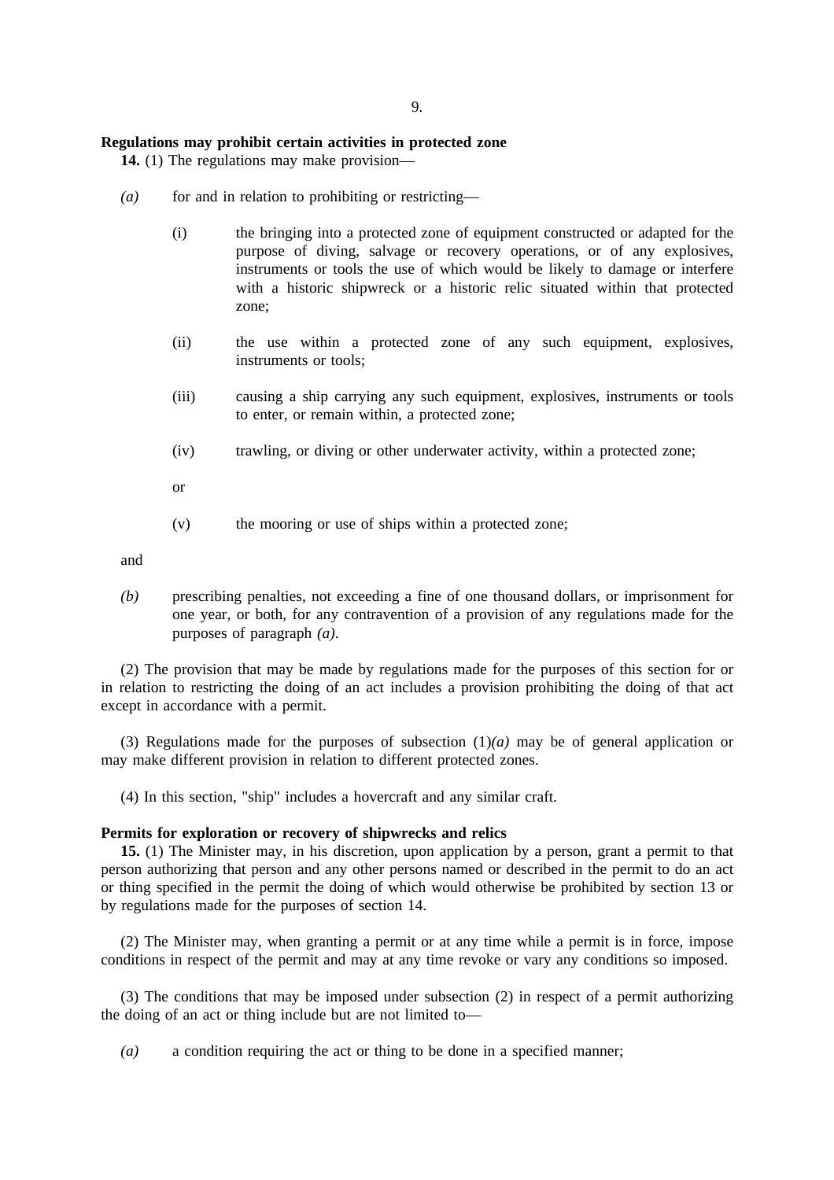**Regulations may prohibit certain activities in protected zone**

**14.** (1) The regulations may make provision—

*(a)* for and in relation to prohibiting or restricting—

(i) the bringing into a protected zone of equipment constructed or adapted for the purpose of diving, salvage or recovery operations, or of any explosives, instruments or tools the use of which would be likely to damage or interfere with a historic shipwreck or a historic relic situated within that protected zone;

(ii) the use within a protected zone of any such equipment, explosives, instruments or tools;

(iii) causing a ship carrying any such equipment, explosives, instruments or tools to enter, or remain within, a protected zone;

(iv) trawling, or diving or other underwater activity, within a protected zone;

or

(v) the mooring or use of ships within a protected zone;

and

*(b)* prescribing penalties, not exceeding a fine of one thousand dollars, or imprisonment for one year, or both, for any contravention of a provision of any regulations made for the purposes of paragraph *(a)*.

(2) The provision that may be made by regulations made for the purposes of this section for or in relation to restricting the doing of an act includes a provision prohibiting the doing of that act except in accordance with a permit.

(3) Regulations made for the purposes of subsection (1)*(a)* may be of general application or may make different provision in relation to different protected zones.

(4) In this section, "ship" includes a hovercraft and any similar craft.

**Permits for exploration or recovery of shipwrecks and relics**

**15.** (1) The Minister may, in his discretion, upon application by a person, grant a permit to that person authorizing that person and any other persons named or described in the permit to do an act or thing specified in the permit the doing of which would otherwise be prohibited by section 13 or by regulations made for the purposes of section 14.

(2) The Minister may, when granting a permit or at any time while a permit is in force, impose conditions in respect of the permit and may at any time revoke or vary any conditions so imposed.

(3) The conditions that may be imposed under subsection (2) in respect of a permit authorizing the doing of an act or thing include but are not limited to—

*(a)* a condition requiring the act or thing to be done in a specified manner;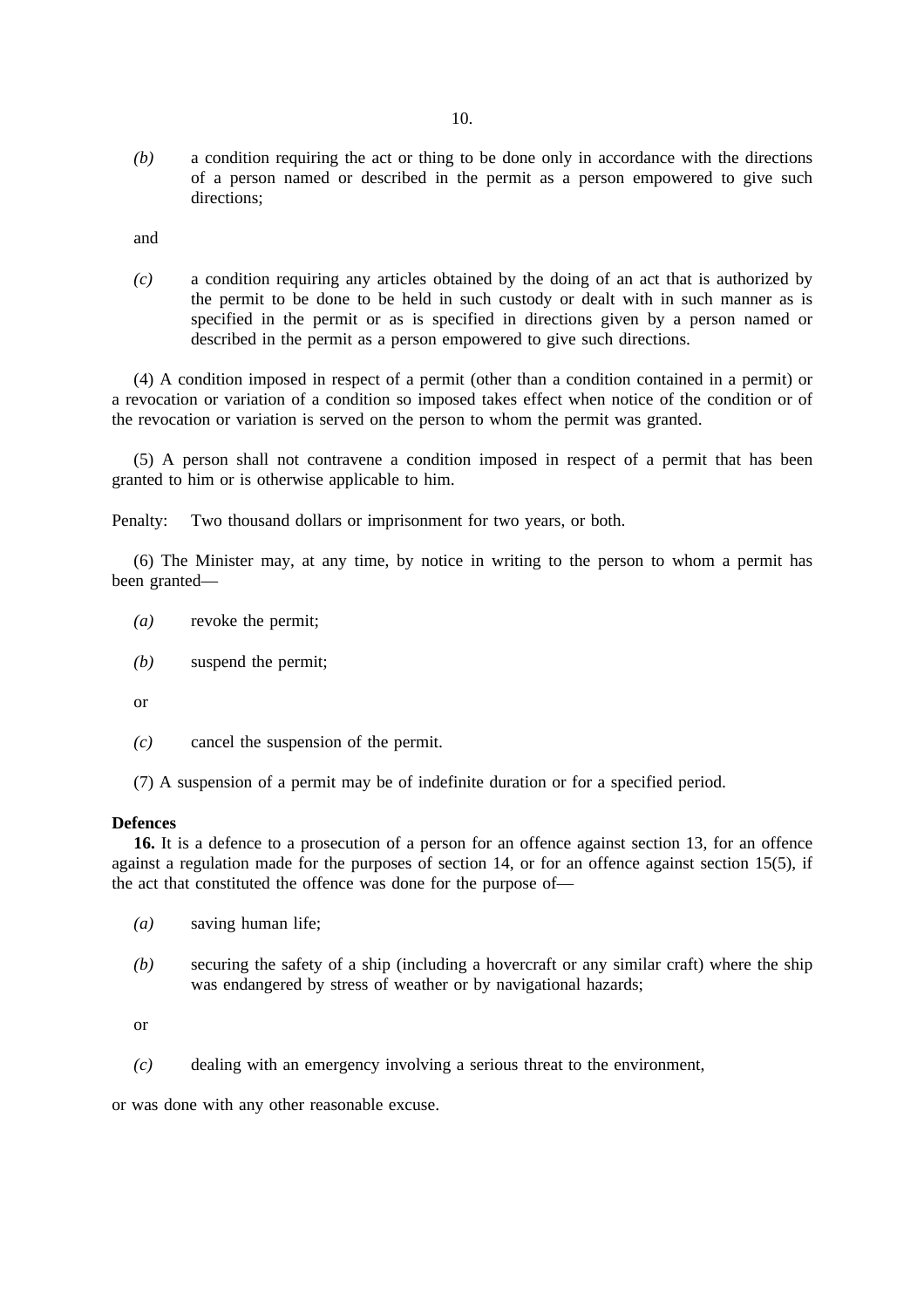(b) a condition requiring the act or thing to be done only in accordance with the directions of a person named or described in the permit as a person empowered to give such directions;

and

(c) a condition requiring any articles obtained by the doing of an act that is authorized by the permit to be held in such custody or dealt with in such manner as is specified in the permit or as is specified in directions given by a person named or described in the permit as a person empowered to give such directions.

(4) A condition imposed in respect of a permit (other than a condition contained in a permit) or a revocation or variation of a condition so imposed takes effect when notice of the condition or of the revocation or variation is served on the person to whom the permit was granted.

(5) A person shall not contravene a condition imposed in respect of a permit that has been granted to him or is otherwise applicable to him.

Penalty: Two thousand dollars or imprisonment for two years, or both.

(6) The Minister may, at any time, by notice in writing to the person to whom a permit has been granted—

(a) revoke the permit;

(b) suspend the permit;

or

(c) cancel the suspension of the permit.

(7) A suspension of a permit may be of indefinite duration or for a specified period.

**Defences**

**16.** It is a defence to a prosecution of a person for an offence against section 13, for an offence against a regulation made for the purposes of section 14, or for an offence against section 15(5), if the act that constituted the offence was done for the purpose of—

(a) saving human life;

(b) securing the safety of a ship (including a hovercraft or any similar craft) where the ship was endangered by stress of weather or by navigational hazards;

or

(c) dealing with an emergency involving a serious threat to the environment,

or was done with any other reasonable excuse.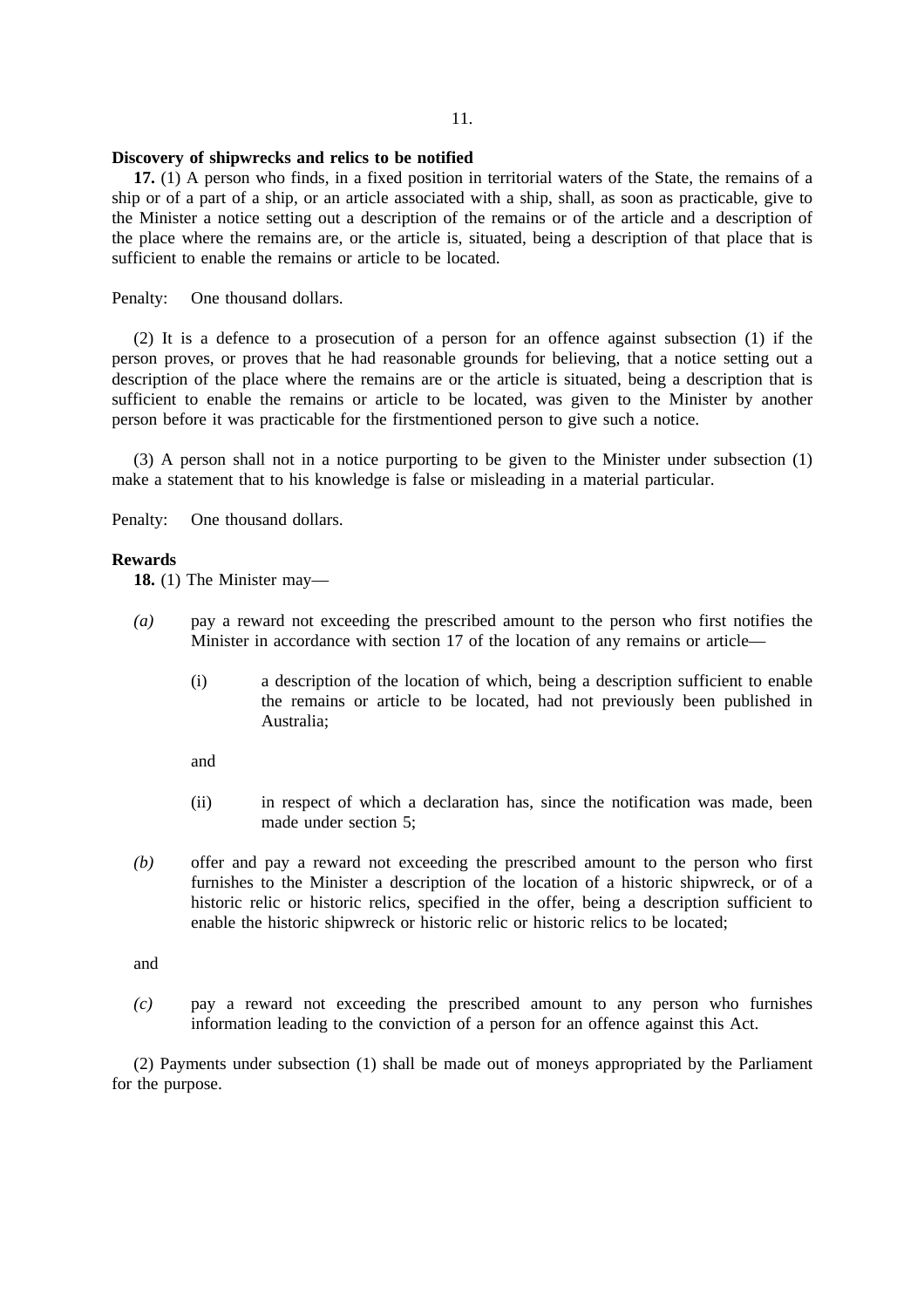**Discovery of shipwrecks and relics to be notified**

**17.** (1) A person who finds, in a fixed position in territorial waters of the State, the remains of a ship or of a part of a ship, or an article associated with a ship, shall, as soon as practicable, give to the Minister a notice setting out a description of the remains or of the article and a description of the place where the remains are, or the article is, situated, being a description of that place that is sufficient to enable the remains or article to be located.

Penalty: One thousand dollars.

(2) It is a defence to a prosecution of a person for an offence against subsection (1) if the person proves, or proves that he had reasonable grounds for believing, that a notice setting out a description of the place where the remains are or the article is situated, being a description that is sufficient to enable the remains or article to be located, was given to the Minister by another person before it was practicable for the firstmentioned person to give such a notice.

(3) A person shall not in a notice purporting to be given to the Minister under subsection (1) make a statement that to his knowledge is false or misleading in a material particular.

Penalty: One thousand dollars.

**Rewards**

**18.** (1) The Minister may—

*(a)* pay a reward not exceeding the prescribed amount to the person who first notifies the Minister in accordance with section 17 of the location of any remains or article—

(i) a description of the location of which, being a description sufficient to enable the remains or article to be located, had not previously been published in Australia;

and

(ii) in respect of which a declaration has, since the notification was made, been made under section 5;

*(b)* offer and pay a reward not exceeding the prescribed amount to the person who first furnishes to the Minister a description of the location of a historic shipwreck, or of a historic relic or historic relics, specified in the offer, being a description sufficient to enable the historic shipwreck or historic relic or historic relics to be located;

and

*(c)* pay a reward not exceeding the prescribed amount to any person who furnishes information leading to the conviction of a person for an offence against this Act.

(2) Payments under subsection (1) shall be made out of moneys appropriated by the Parliament for the purpose.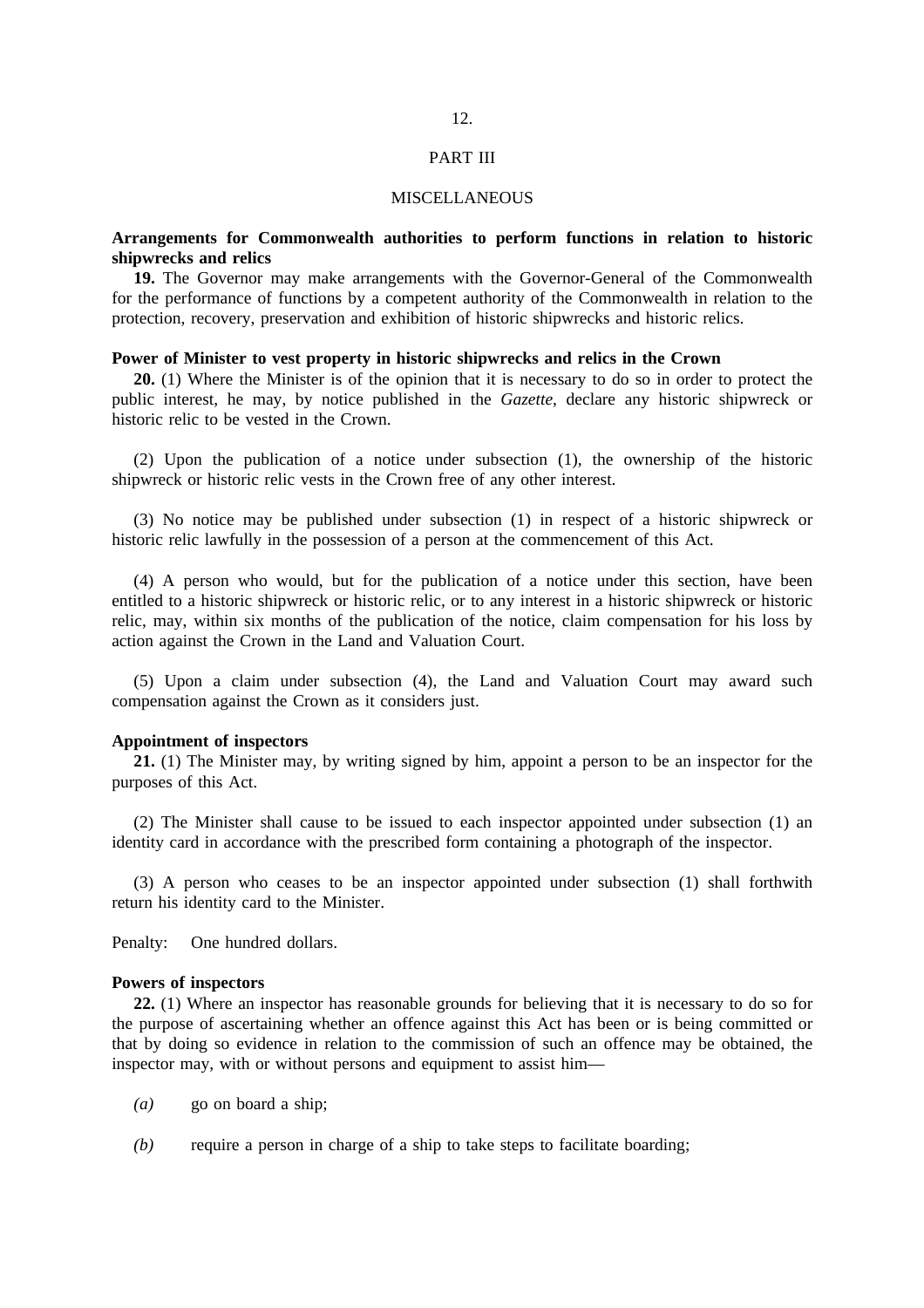## PART III

## MISCELLANEOUS

**Arrangements for Commonwealth authorities to perform functions in relation to historic shipwrecks and relics**

**19.** The Governor may make arrangements with the Governor-General of the Commonwealth for the performance of functions by a competent authority of the Commonwealth in relation to the protection, recovery, preservation and exhibition of historic shipwrecks and historic relics.

**Power of Minister to vest property in historic shipwrecks and relics in the Crown**

**20.** (1) Where the Minister is of the opinion that it is necessary to do so in order to protect the public interest, he may, by notice published in the *Gazette*, declare any historic shipwreck or historic relic to be vested in the Crown.

(2) Upon the publication of a notice under subsection (1), the ownership of the historic shipwreck or historic relic vests in the Crown free of any other interest.

(3) No notice may be published under subsection (1) in respect of a historic shipwreck or historic relic lawfully in the possession of a person at the commencement of this Act.

(4) A person who would, but for the publication of a notice under this section, have been entitled to a historic shipwreck or historic relic, or to any interest in a historic shipwreck or historic relic, may, within six months of the publication of the notice, claim compensation for his loss by action against the Crown in the Land and Valuation Court.

(5) Upon a claim under subsection (4), the Land and Valuation Court may award such compensation against the Crown as it considers just.

**Appointment of inspectors**

**21.** (1) The Minister may, by writing signed by him, appoint a person to be an inspector for the purposes of this Act.

(2) The Minister shall cause to be issued to each inspector appointed under subsection (1) an identity card in accordance with the prescribed form containing a photograph of the inspector.

(3) A person who ceases to be an inspector appointed under subsection (1) shall forthwith return his identity card to the Minister.

Penalty: One hundred dollars.

**Powers of inspectors**

**22.** (1) Where an inspector has reasonable grounds for believing that it is necessary to do so for the purpose of ascertaining whether an offence against this Act has been or is being committed or that by doing so evidence in relation to the commission of such an offence may be obtained, the inspector may, with or without persons and equipment to assist him—

*(a)* go on board a ship;

*(b)* require a person in charge of a ship to take steps to facilitate boarding;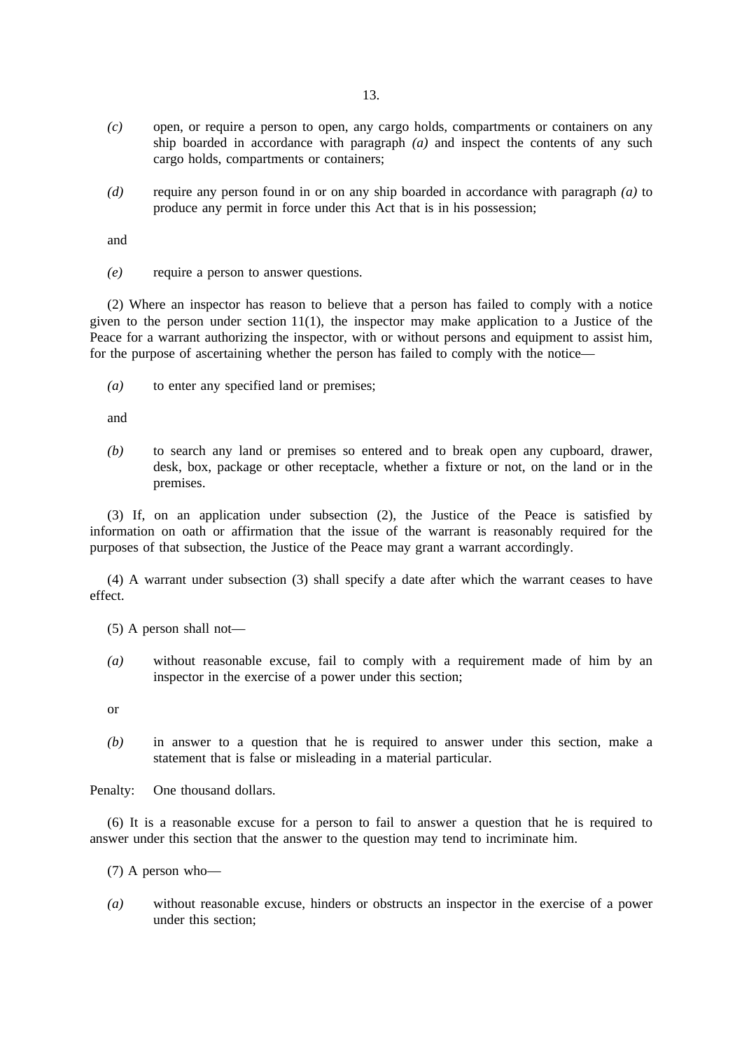*(c)* open, or require a person to open, any cargo holds, compartments or containers on any ship boarded in accordance with paragraph *(a)* and inspect the contents of any such cargo holds, compartments or containers;

*(d)* require any person found in or on any ship boarded in accordance with paragraph *(a)* to produce any permit in force under this Act that is in his possession;

and

*(e)* require a person to answer questions.

(2) Where an inspector has reason to believe that a person has failed to comply with a notice given to the person under section 11(1), the inspector may make application to a Justice of the Peace for a warrant authorizing the inspector, with or without persons and equipment to assist him, for the purpose of ascertaining whether the person has failed to comply with the notice—

*(a)* to enter any specified land or premises;

and

*(b)* to search any land or premises so entered and to break open any cupboard, drawer, desk, box, package or other receptacle, whether a fixture or not, on the land or in the premises.

(3) If, on an application under subsection (2), the Justice of the Peace is satisfied by information on oath or affirmation that the issue of the warrant is reasonably required for the purposes of that subsection, the Justice of the Peace may grant a warrant accordingly.

(4) A warrant under subsection (3) shall specify a date after which the warrant ceases to have effect.

(5) A person shall not—

*(a)* without reasonable excuse, fail to comply with a requirement made of him by an inspector in the exercise of a power under this section;

or

*(b)* in answer to a question that he is required to answer under this section, make a statement that is false or misleading in a material particular.

Penalty: One thousand dollars.

(6) It is a reasonable excuse for a person to fail to answer a question that he is required to answer under this section that the answer to the question may tend to incriminate him.

(7) A person who—

*(a)* without reasonable excuse, hinders or obstructs an inspector in the exercise of a power under this section;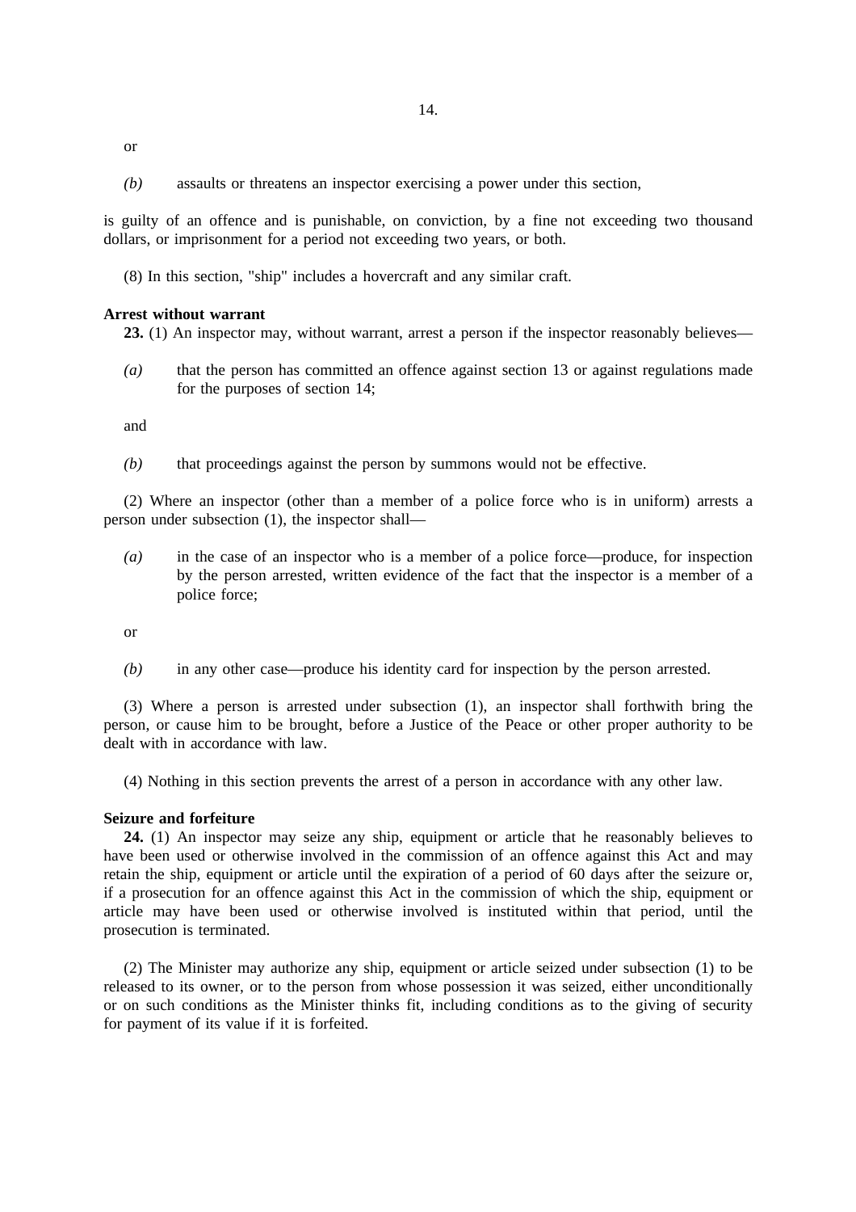or

*(b)* assaults or threatens an inspector exercising a power under this section,

is guilty of an offence and is punishable, on conviction, by a fine not exceeding two thousand dollars, or imprisonment for a period not exceeding two years, or both.

(8) In this section, "ship" includes a hovercraft and any similar craft.

**Arrest without warrant**

**23.** (1) An inspector may, without warrant, arrest a person if the inspector reasonably believes—

*(a)* that the person has committed an offence against section 13 or against regulations made for the purposes of section 14;

and

*(b)* that proceedings against the person by summons would not be effective.

(2) Where an inspector (other than a member of a police force who is in uniform) arrests a person under subsection (1), the inspector shall—

*(a)* in the case of an inspector who is a member of a police force—produce, for inspection by the person arrested, written evidence of the fact that the inspector is a member of a police force;

or

*(b)* in any other case—produce his identity card for inspection by the person arrested.

(3) Where a person is arrested under subsection (1), an inspector shall forthwith bring the person, or cause him to be brought, before a Justice of the Peace or other proper authority to be dealt with in accordance with law.

(4) Nothing in this section prevents the arrest of a person in accordance with any other law.

**Seizure and forfeiture**

**24.** (1) An inspector may seize any ship, equipment or article that he reasonably believes to have been used or otherwise involved in the commission of an offence against this Act and may retain the ship, equipment or article until the expiration of a period of 60 days after the seizure or, if a prosecution for an offence against this Act in the commission of which the ship, equipment or article may have been used or otherwise involved is instituted within that period, until the prosecution is terminated.

(2) The Minister may authorize any ship, equipment or article seized under subsection (1) to be released to its owner, or to the person from whose possession it was seized, either unconditionally or on such conditions as the Minister thinks fit, including conditions as to the giving of security for payment of its value if it is forfeited.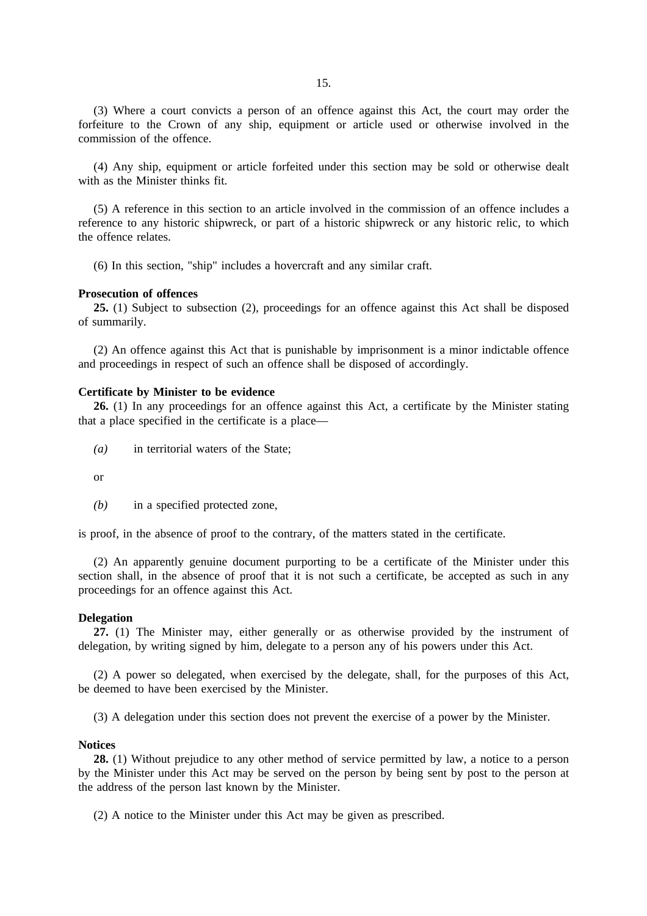(3) Where a court convicts a person of an offence against this Act, the court may order the forfeiture to the Crown of any ship, equipment or article used or otherwise involved in the commission of the offence.

(4) Any ship, equipment or article forfeited under this section may be sold or otherwise dealt with as the Minister thinks fit.

(5) A reference in this section to an article involved in the commission of an offence includes a reference to any historic shipwreck, or part of a historic shipwreck or any historic relic, to which the offence relates.

(6) In this section, "ship" includes a hovercraft and any similar craft.

**Prosecution of offences**

**25.** (1) Subject to subsection (2), proceedings for an offence against this Act shall be disposed of summarily.

(2) An offence against this Act that is punishable by imprisonment is a minor indictable offence and proceedings in respect of such an offence shall be disposed of accordingly.

**Certificate by Minister to be evidence**

**26.** (1) In any proceedings for an offence against this Act, a certificate by the Minister stating that a place specified in the certificate is a place—

*(a)* in territorial waters of the State;

or

*(b)* in a specified protected zone,

is proof, in the absence of proof to the contrary, of the matters stated in the certificate.

(2) An apparently genuine document purporting to be a certificate of the Minister under this section shall, in the absence of proof that it is not such a certificate, be accepted as such in any proceedings for an offence against this Act.

**Delegation**

**27.** (1) The Minister may, either generally or as otherwise provided by the instrument of delegation, by writing signed by him, delegate to a person any of his powers under this Act.

(2) A power so delegated, when exercised by the delegate, shall, for the purposes of this Act, be deemed to have been exercised by the Minister.

(3) A delegation under this section does not prevent the exercise of a power by the Minister.

**Notices**

**28.** (1) Without prejudice to any other method of service permitted by law, a notice to a person by the Minister under this Act may be served on the person by being sent by post to the person at the address of the person last known by the Minister.

(2) A notice to the Minister under this Act may be given as prescribed.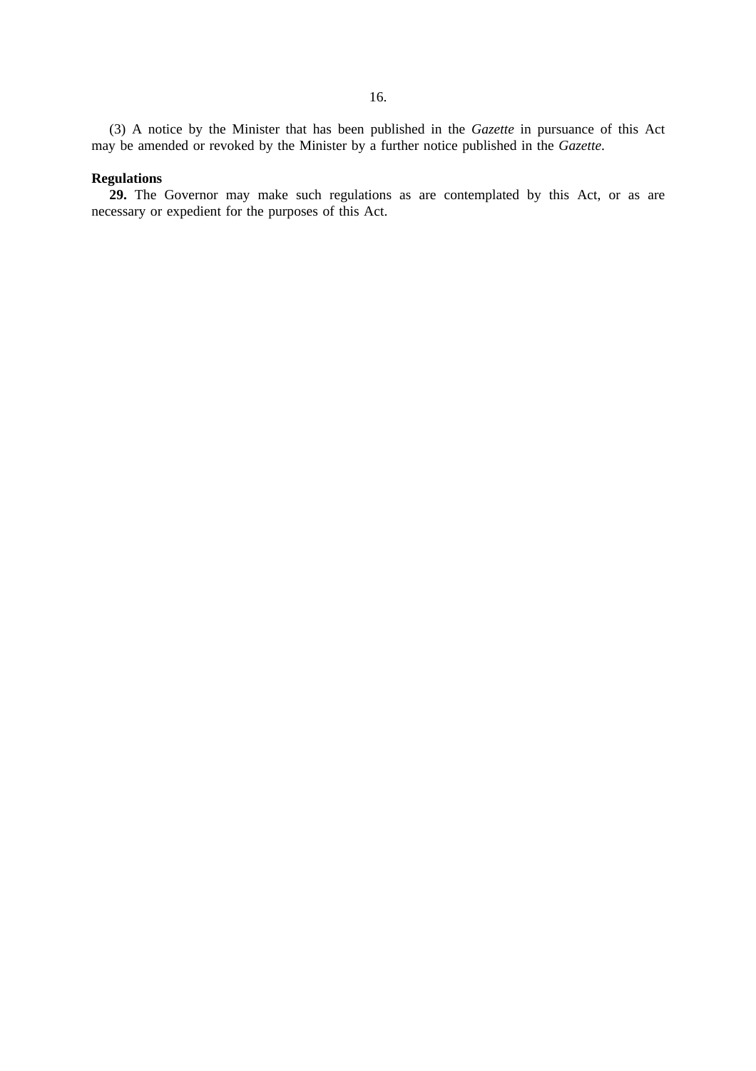(3) A notice by the Minister that has been published in the *Gazette* in pursuance of this Act may be amended or revoked by the Minister by a further notice published in the *Gazette*.

**Regulations**

**29.** The Governor may make such regulations as are contemplated by this Act, or as are necessary or expedient for the purposes of this Act.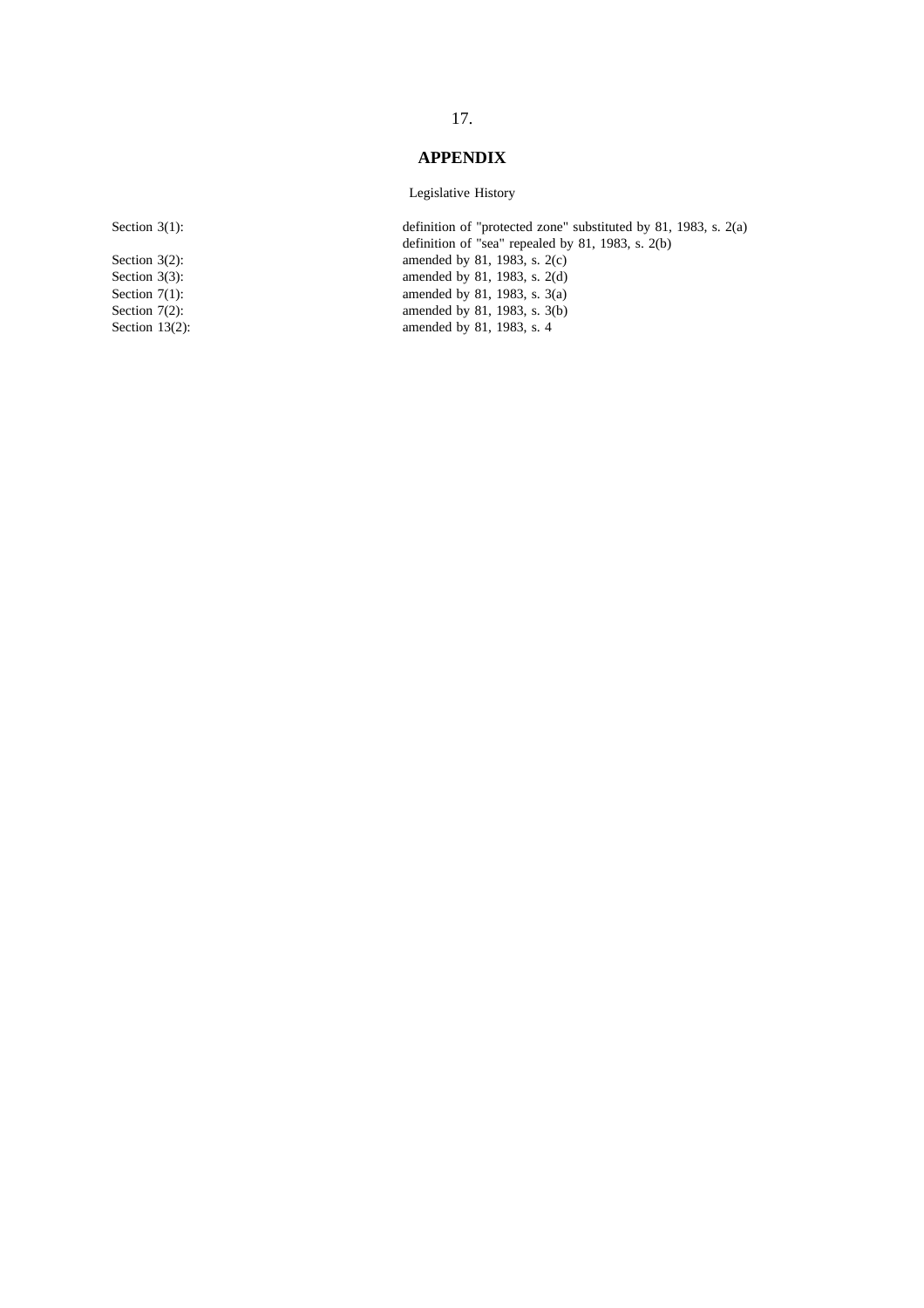# APPENDIX

Legislative History

| | |
|---|---|
| Section 3(1): | definition of "protected zone" substituted by 81, 1983, s. 2(a) |
| | definition of "sea" repealed by 81, 1983, s. 2(b) |
| Section 3(2): | amended by 81, 1983, s. 2(c) |
| Section 3(3): | amended by 81, 1983, s. 2(d) |
| Section 7(1): | amended by 81, 1983, s. 3(a) |
| Section 7(2): | amended by 81, 1983, s. 3(b) |
| Section 13(2): | amended by 81, 1983, s. 4 |